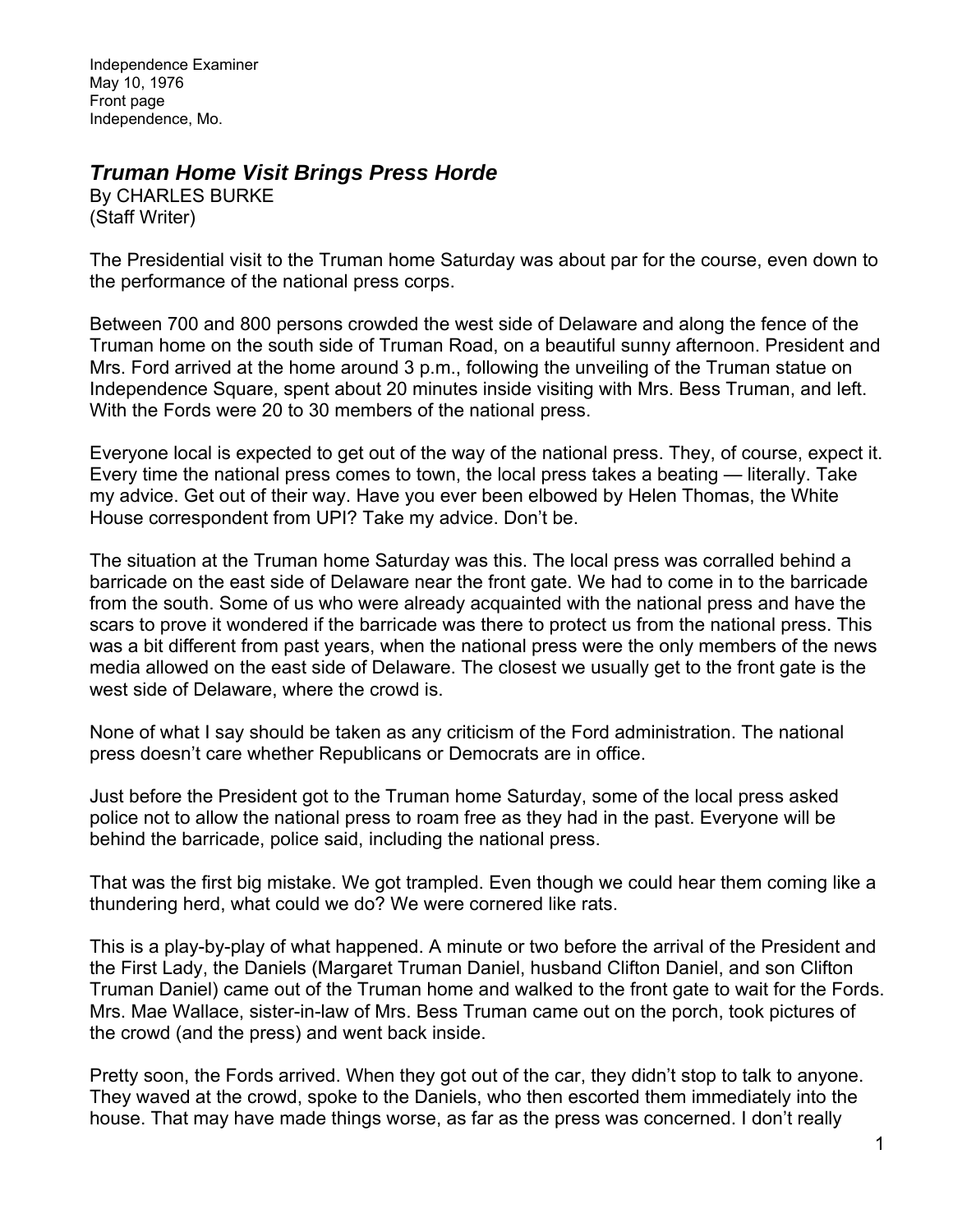Independence Examiner
May 10, 1976
Front page
Independence, Mo.

## ***Truman Home Visit Brings Press Horde***

By CHARLES BURKE
(Staff Writer)

The Presidential visit to the Truman home Saturday was about par for the course, even down to the performance of the national press corps.

Between 700 and 800 persons crowded the west side of Delaware and along the fence of the Truman home on the south side of Truman Road, on a beautiful sunny afternoon. President and Mrs. Ford arrived at the home around 3 p.m., following the unveiling of the Truman statue on Independence Square, spent about 20 minutes inside visiting with Mrs. Bess Truman, and left. With the Fords were 20 to 30 members of the national press.

Everyone local is expected to get out of the way of the national press. They, of course, expect it. Every time the national press comes to town, the local press takes a beating — literally. Take my advice. Get out of their way. Have you ever been elbowed by Helen Thomas, the White House correspondent from UPI? Take my advice. Don't be.

The situation at the Truman home Saturday was this. The local press was corralled behind a barricade on the east side of Delaware near the front gate. We had to come in to the barricade from the south. Some of us who were already acquainted with the national press and have the scars to prove it wondered if the barricade was there to protect us from the national press. This was a bit different from past years, when the national press were the only members of the news media allowed on the east side of Delaware. The closest we usually get to the front gate is the west side of Delaware, where the crowd is.

None of what I say should be taken as any criticism of the Ford administration. The national press doesn't care whether Republicans or Democrats are in office.

Just before the President got to the Truman home Saturday, some of the local press asked police not to allow the national press to roam free as they had in the past. Everyone will be behind the barricade, police said, including the national press.

That was the first big mistake. We got trampled. Even though we could hear them coming like a thundering herd, what could we do? We were cornered like rats.

This is a play-by-play of what happened. A minute or two before the arrival of the President and the First Lady, the Daniels (Margaret Truman Daniel, husband Clifton Daniel, and son Clifton Truman Daniel) came out of the Truman home and walked to the front gate to wait for the Fords. Mrs. Mae Wallace, sister-in-law of Mrs. Bess Truman came out on the porch, took pictures of the crowd (and the press) and went back inside.

Pretty soon, the Fords arrived. When they got out of the car, they didn't stop to talk to anyone. They waved at the crowd, spoke to the Daniels, who then escorted them immediately into the house. That may have made things worse, as far as the press was concerned. I don't really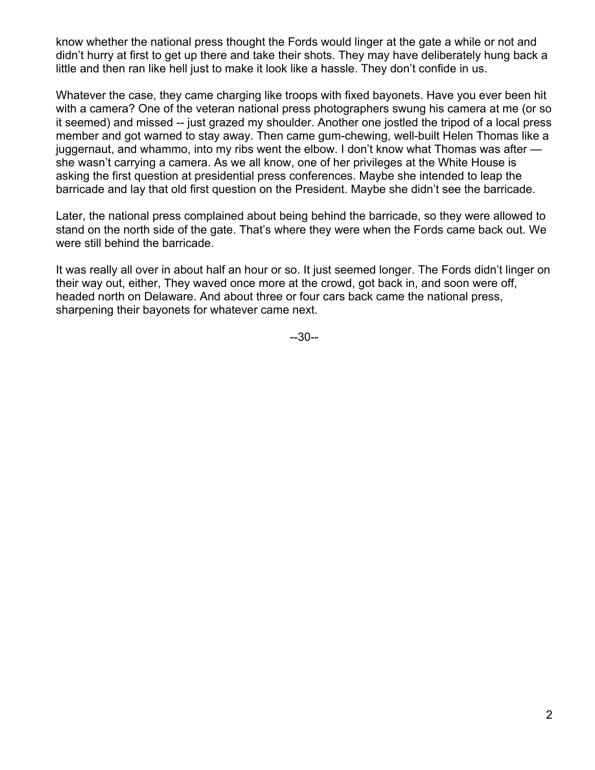know whether the national press thought the Fords would linger at the gate a while or not and didn't hurry at first to get up there and take their shots. They may have deliberately hung back a little and then ran like hell just to make it look like a hassle. They don't confide in us.

Whatever the case, they came charging like troops with fixed bayonets. Have you ever been hit with a camera? One of the veteran national press photographers swung his camera at me (or so it seemed) and missed -- just grazed my shoulder. Another one jostled the tripod of a local press member and got warned to stay away. Then came gum-chewing, well-built Helen Thomas like a juggernaut, and whammo, into my ribs went the elbow. I don't know what Thomas was after — she wasn't carrying a camera. As we all know, one of her privileges at the White House is asking the first question at presidential press conferences. Maybe she intended to leap the barricade and lay that old first question on the President. Maybe she didn't see the barricade.

Later, the national press complained about being behind the barricade, so they were allowed to stand on the north side of the gate. That's where they were when the Fords came back out. We were still behind the barricade.

It was really all over in about half an hour or so. It just seemed longer. The Fords didn't linger on their way out, either, They waved once more at the crowd, got back in, and soon were off, headed north on Delaware. And about three or four cars back came the national press, sharpening their bayonets for whatever came next.

--30--